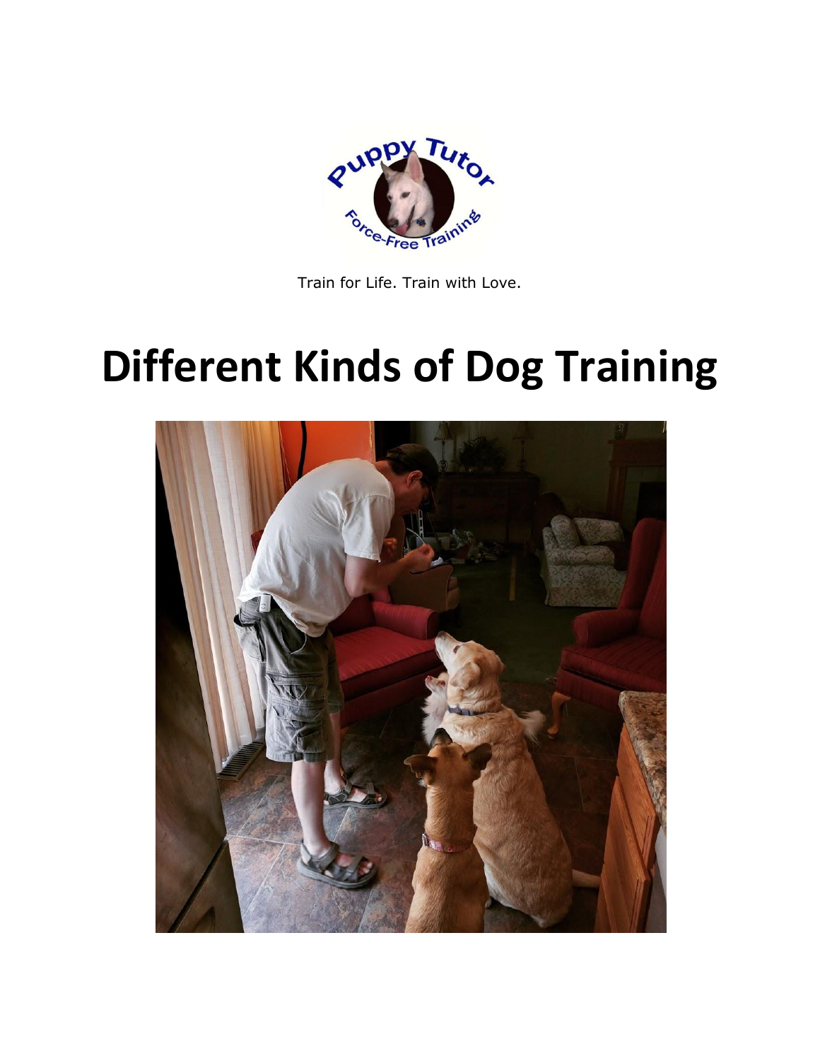Puppy Tutor

Force-Free Training

Train for Life. Train with Love.

# Different Kinds of Dog Training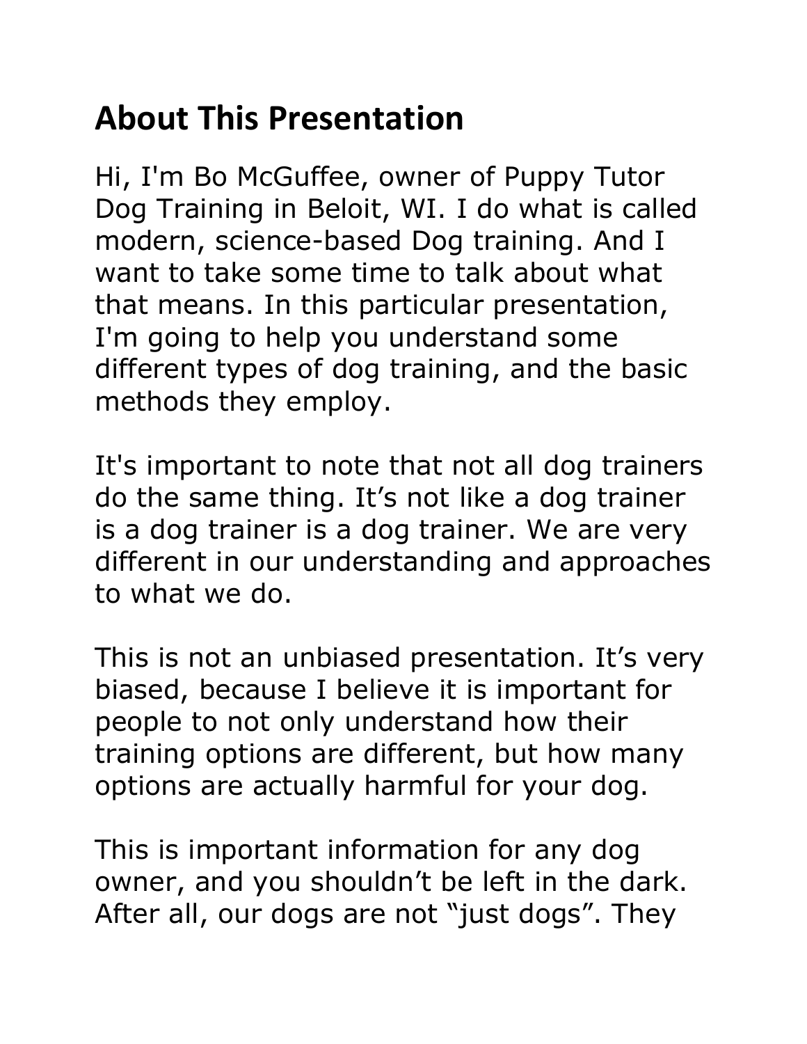## About This Presentation

Hi, I'm Bo McGuffee, owner of Puppy Tutor Dog Training in Beloit, WI. I do what is called modern, science-based Dog training. And I want to take some time to talk about what that means. In this particular presentation, I'm going to help you understand some different types of dog training, and the basic methods they employ.

It's important to note that not all dog trainers do the same thing. It’s not like a dog trainer is a dog trainer is a dog trainer. We are very different in our understanding and approaches to what we do.

This is not an unbiased presentation. It’s very biased, because I believe it is important for people to not only understand how their training options are different, but how many options are actually harmful for your dog.

This is important information for any dog owner, and you shouldn’t be left in the dark. After all, our dogs are not “just dogs”. They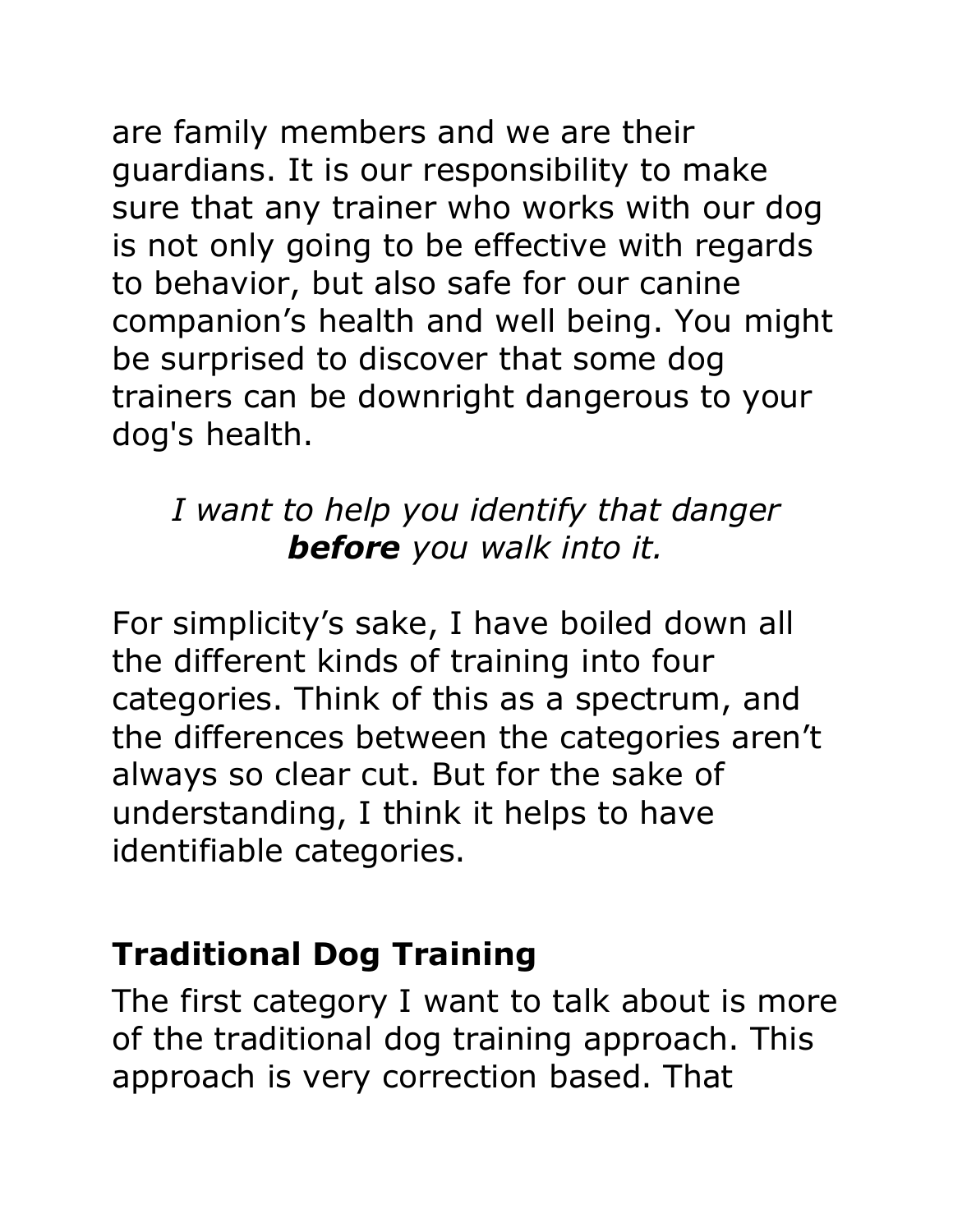are family members and we are their guardians. It is our responsibility to make sure that any trainer who works with our dog is not only going to be effective with regards to behavior, but also safe for our canine companion's health and well being. You might be surprised to discover that some dog trainers can be downright dangerous to your dog's health.

*I want to help you identify that danger* ***before*** *you walk into it.*

For simplicity's sake, I have boiled down all the different kinds of training into four categories. Think of this as a spectrum, and the differences between the categories aren't always so clear cut. But for the sake of understanding, I think it helps to have identifiable categories.

## Traditional Dog Training

The first category I want to talk about is more of the traditional dog training approach. This approach is very correction based. That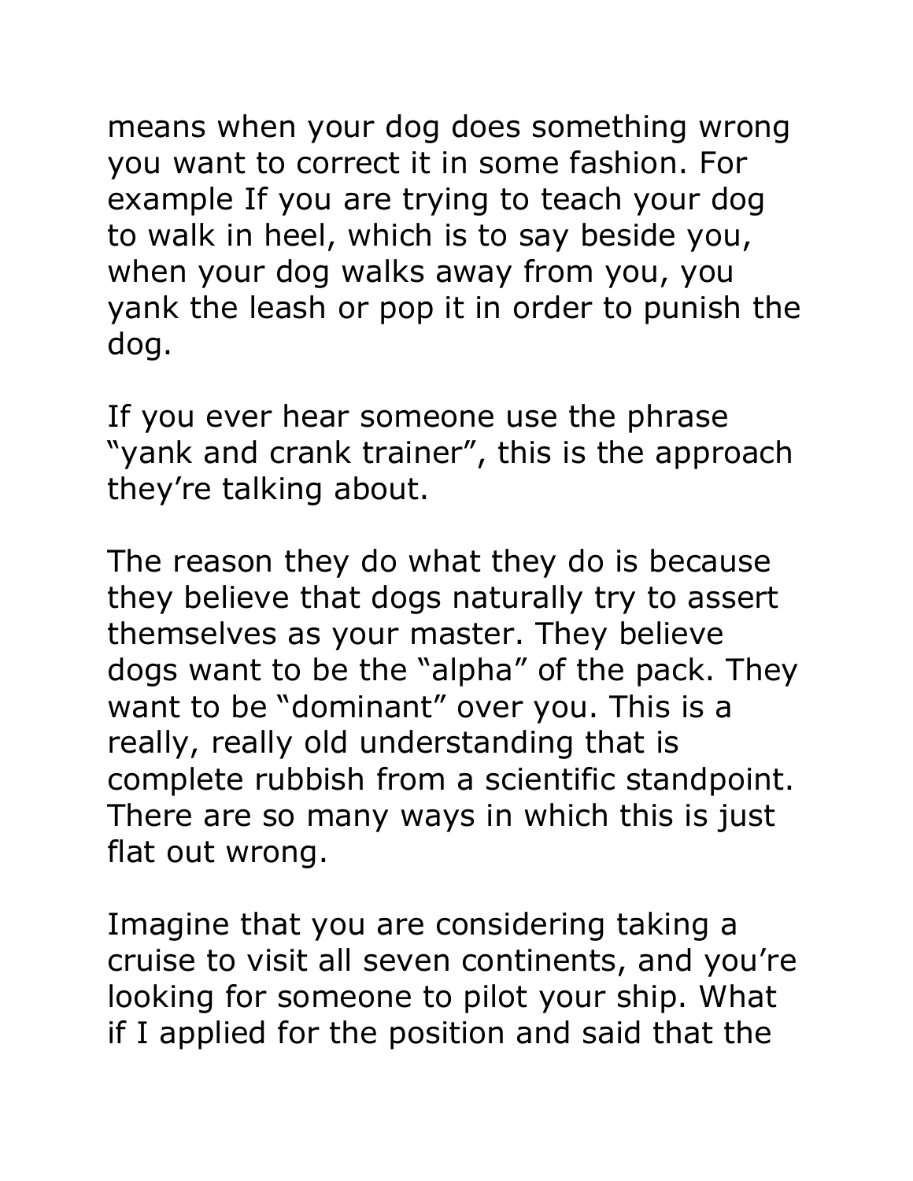means when your dog does something wrong you want to correct it in some fashion. For example If you are trying to teach your dog to walk in heel, which is to say beside you, when your dog walks away from you, you yank the leash or pop it in order to punish the dog.

If you ever hear someone use the phrase "yank and crank trainer", this is the approach they're talking about.

The reason they do what they do is because they believe that dogs naturally try to assert themselves as your master. They believe dogs want to be the "alpha" of the pack. They want to be "dominant" over you. This is a really, really old understanding that is complete rubbish from a scientific standpoint. There are so many ways in which this is just flat out wrong.

Imagine that you are considering taking a cruise to visit all seven continents, and you're looking for someone to pilot your ship. What if I applied for the position and said that the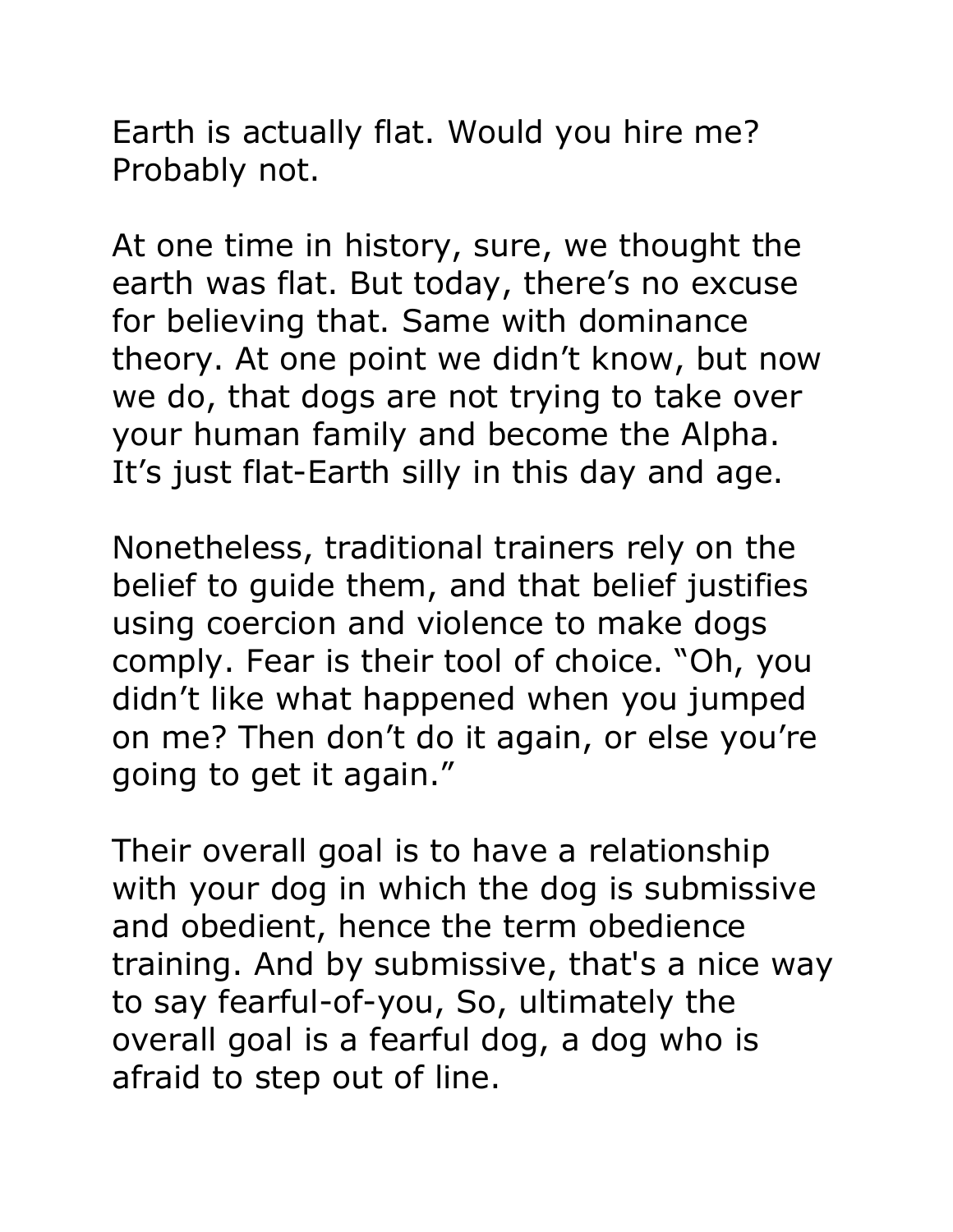Earth is actually flat. Would you hire me? Probably not.

At one time in history, sure, we thought the earth was flat. But today, there’s no excuse for believing that. Same with dominance theory. At one point we didn’t know, but now we do, that dogs are not trying to take over your human family and become the Alpha. It’s just flat-Earth silly in this day and age.

Nonetheless, traditional trainers rely on the belief to guide them, and that belief justifies using coercion and violence to make dogs comply. Fear is their tool of choice. “Oh, you didn’t like what happened when you jumped on me? Then don’t do it again, or else you’re going to get it again.”

Their overall goal is to have a relationship with your dog in which the dog is submissive and obedient, hence the term obedience training. And by submissive, that's a nice way to say fearful-of-you, So, ultimately the overall goal is a fearful dog, a dog who is afraid to step out of line.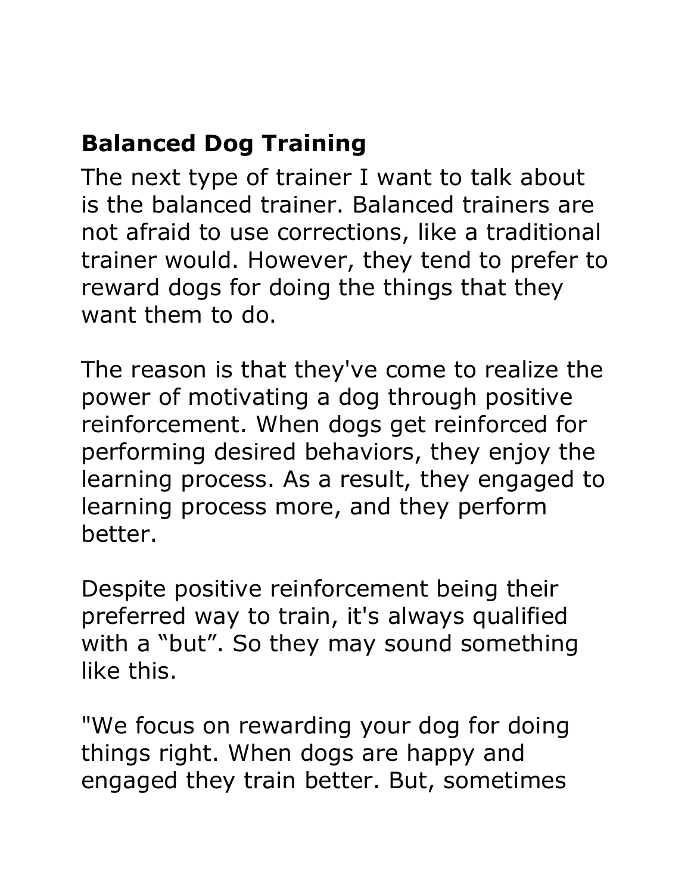## Balanced Dog Training

The next type of trainer I want to talk about is the balanced trainer. Balanced trainers are not afraid to use corrections, like a traditional trainer would. However, they tend to prefer to reward dogs for doing the things that they want them to do.

The reason is that they've come to realize the power of motivating a dog through positive reinforcement. When dogs get reinforced for performing desired behaviors, they enjoy the learning process. As a result, they engaged to learning process more, and they perform better.

Despite positive reinforcement being their preferred way to train, it's always qualified with a “but”. So they may sound something like this.

"We focus on rewarding your dog for doing things right. When dogs are happy and engaged they train better. But, sometimes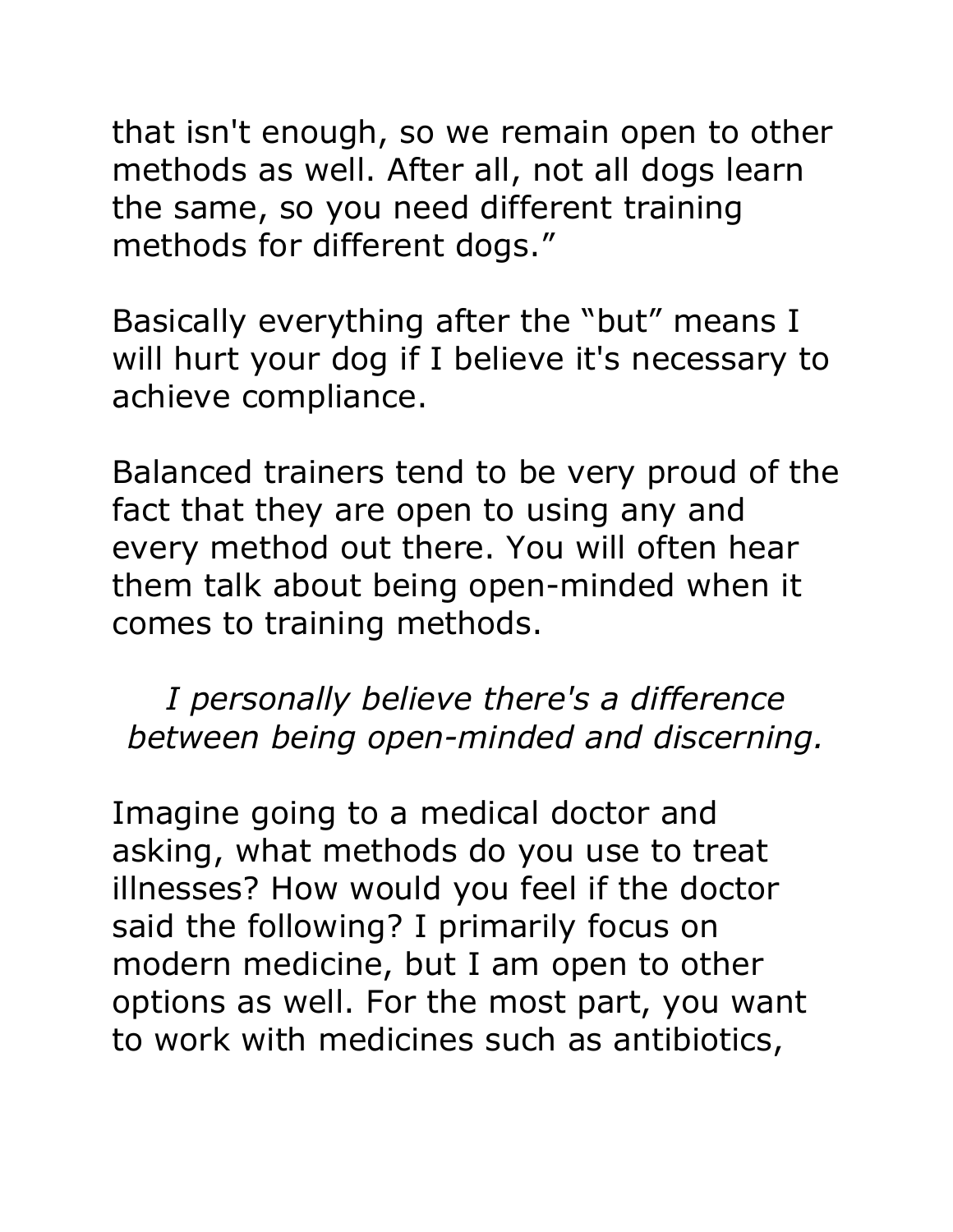that isn't enough, so we remain open to other methods as well. After all, not all dogs learn the same, so you need different training methods for different dogs."

Basically everything after the "but" means I will hurt your dog if I believe it's necessary to achieve compliance.

Balanced trainers tend to be very proud of the fact that they are open to using any and every method out there. You will often hear them talk about being open-minded when it comes to training methods.

*I personally believe there's a difference between being open-minded and discerning.*

Imagine going to a medical doctor and asking, what methods do you use to treat illnesses? How would you feel if the doctor said the following? I primarily focus on modern medicine, but I am open to other options as well. For the most part, you want to work with medicines such as antibiotics,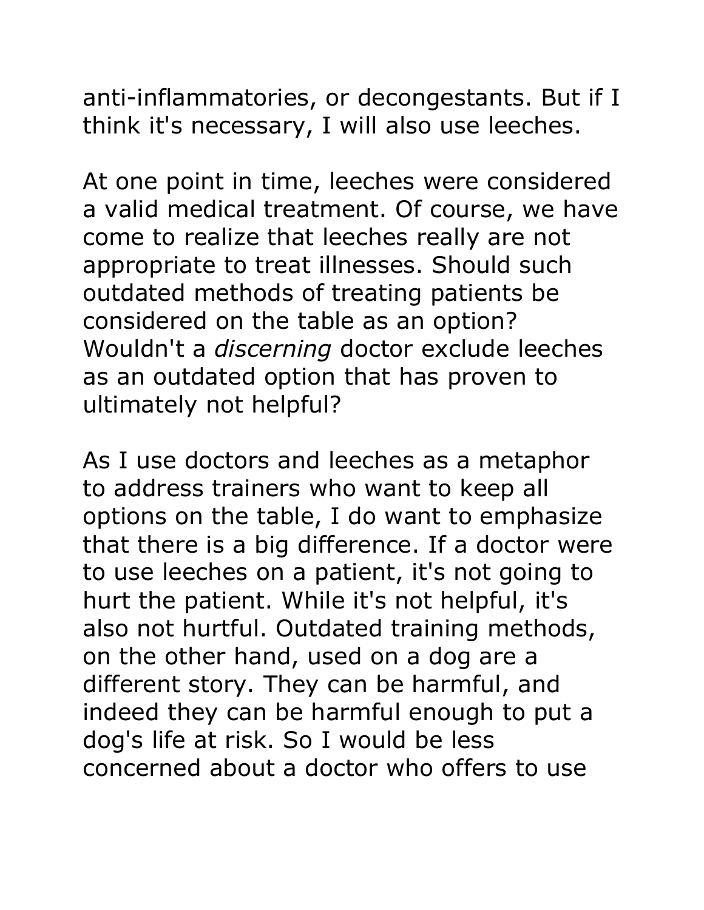anti-inflammatories, or decongestants. But if I think it's necessary, I will also use leeches.

At one point in time, leeches were considered a valid medical treatment. Of course, we have come to realize that leeches really are not appropriate to treat illnesses. Should such outdated methods of treating patients be considered on the table as an option? Wouldn't a *discerning* doctor exclude leeches as an outdated option that has proven to ultimately not helpful?

As I use doctors and leeches as a metaphor to address trainers who want to keep all options on the table, I do want to emphasize that there is a big difference. If a doctor were to use leeches on a patient, it's not going to hurt the patient. While it's not helpful, it's also not hurtful. Outdated training methods, on the other hand, used on a dog are a different story. They can be harmful, and indeed they can be harmful enough to put a dog's life at risk. So I would be less concerned about a doctor who offers to use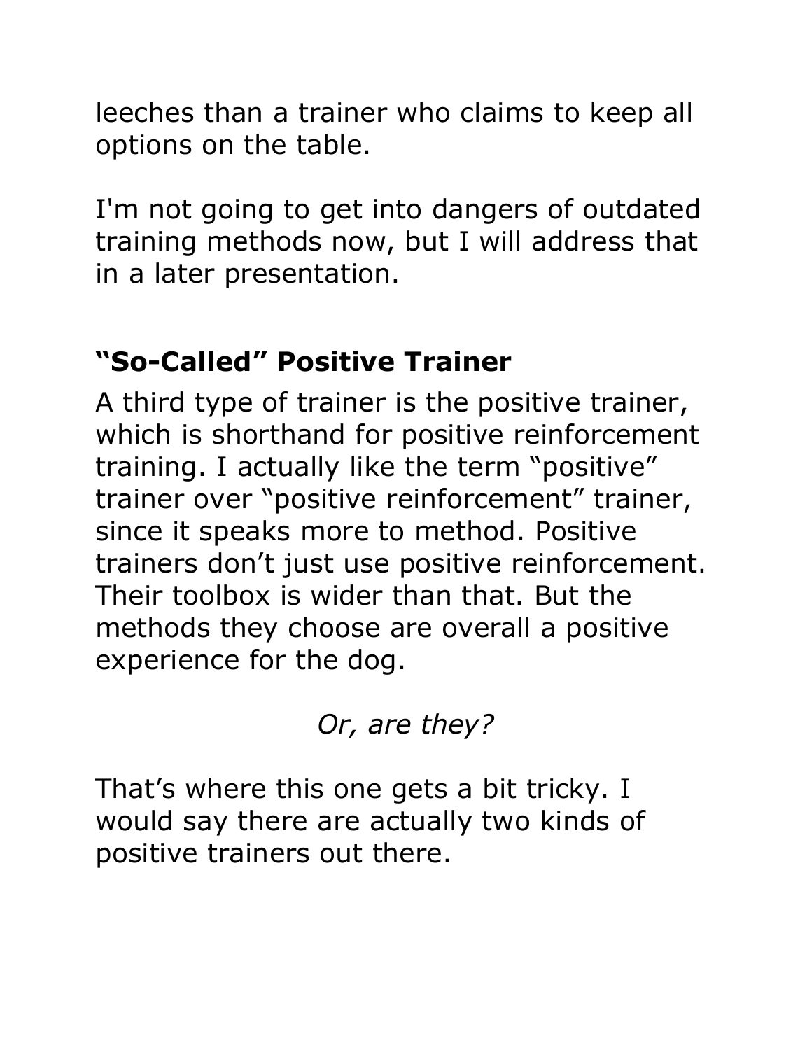leeches than a trainer who claims to keep all options on the table.

I'm not going to get into dangers of outdated training methods now, but I will address that in a later presentation.

## **"So-Called" Positive Trainer**

A third type of trainer is the positive trainer, which is shorthand for positive reinforcement training. I actually like the term "positive" trainer over "positive reinforcement" trainer, since it speaks more to method. Positive trainers don't just use positive reinforcement. Their toolbox is wider than that. But the methods they choose are overall a positive experience for the dog.

*Or, are they?*

That's where this one gets a bit tricky. I would say there are actually two kinds of positive trainers out there.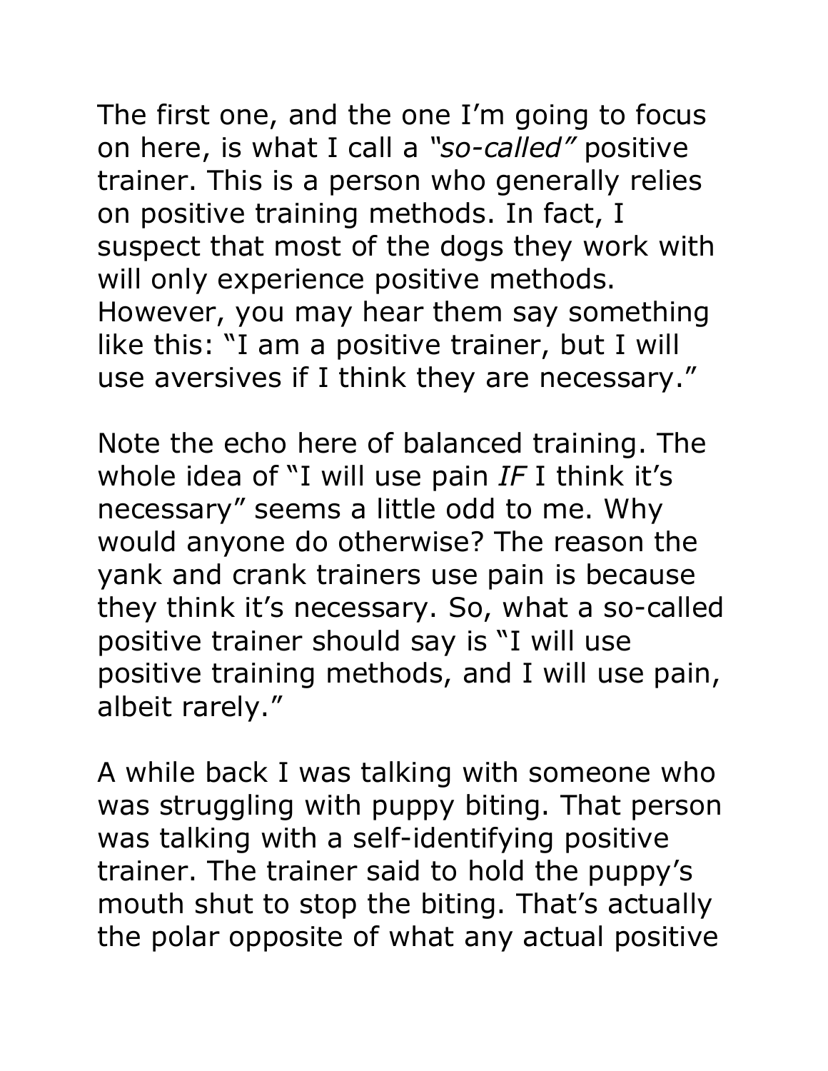The first one, and the one I'm going to focus on here, is what I call a *"so-called"* positive trainer. This is a person who generally relies on positive training methods. In fact, I suspect that most of the dogs they work with will only experience positive methods. However, you may hear them say something like this: "I am a positive trainer, but I will use aversives if I think they are necessary."

Note the echo here of balanced training. The whole idea of "I will use pain *IF* I think it's necessary" seems a little odd to me. Why would anyone do otherwise? The reason the yank and crank trainers use pain is because they think it's necessary. So, what a so-called positive trainer should say is "I will use positive training methods, and I will use pain, albeit rarely."

A while back I was talking with someone who was struggling with puppy biting. That person was talking with a self-identifying positive trainer. The trainer said to hold the puppy's mouth shut to stop the biting. That's actually the polar opposite of what any actual positive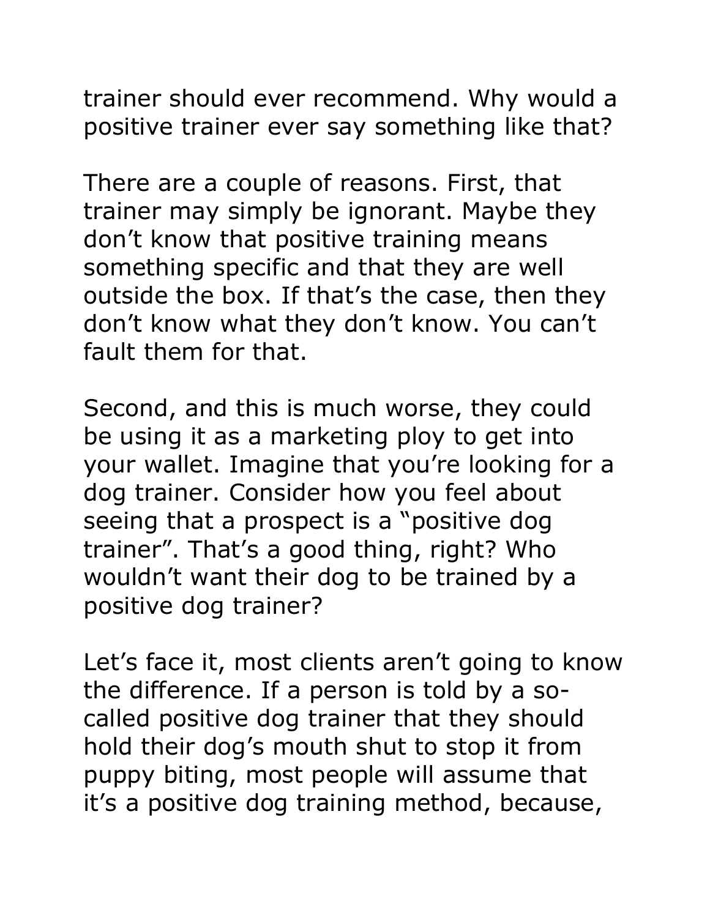trainer should ever recommend. Why would a positive trainer ever say something like that?

There are a couple of reasons. First, that trainer may simply be ignorant. Maybe they don't know that positive training means something specific and that they are well outside the box. If that's the case, then they don't know what they don't know. You can't fault them for that.

Second, and this is much worse, they could be using it as a marketing ploy to get into your wallet. Imagine that you're looking for a dog trainer. Consider how you feel about seeing that a prospect is a "positive dog trainer". That's a good thing, right? Who wouldn't want their dog to be trained by a positive dog trainer?

Let's face it, most clients aren't going to know the difference. If a person is told by a so-called positive dog trainer that they should hold their dog's mouth shut to stop it from puppy biting, most people will assume that it's a positive dog training method, because,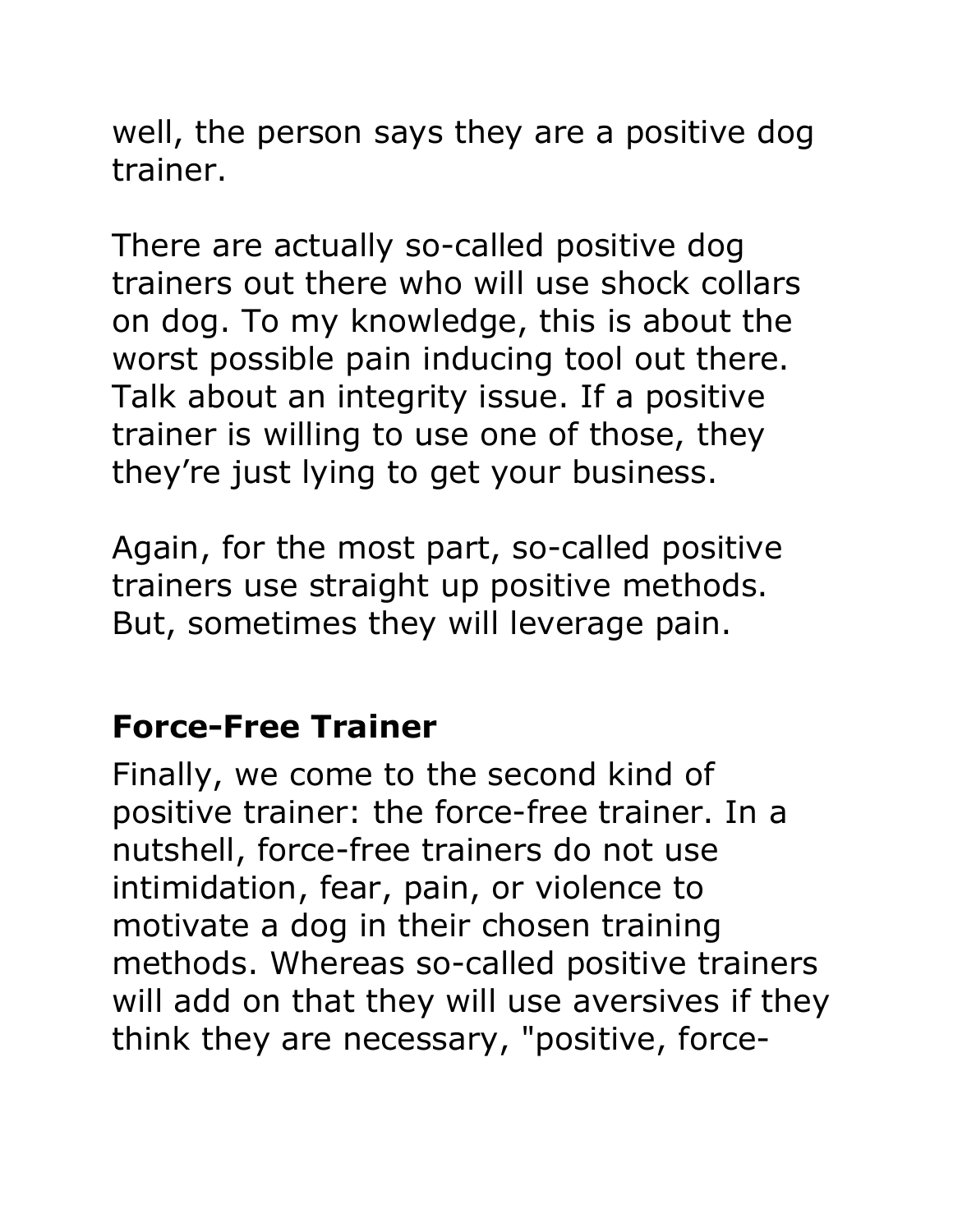well, the person says they are a positive dog trainer.

There are actually so-called positive dog trainers out there who will use shock collars on dog. To my knowledge, this is about the worst possible pain inducing tool out there. Talk about an integrity issue. If a positive trainer is willing to use one of those, they they’re just lying to get your business.

Again, for the most part, so-called positive trainers use straight up positive methods. But, sometimes they will leverage pain.

## Force-Free Trainer

Finally, we come to the second kind of positive trainer: the force-free trainer. In a nutshell, force-free trainers do not use intimidation, fear, pain, or violence to motivate a dog in their chosen training methods. Whereas so-called positive trainers will add on that they will use aversives if they think they are necessary, "positive, force-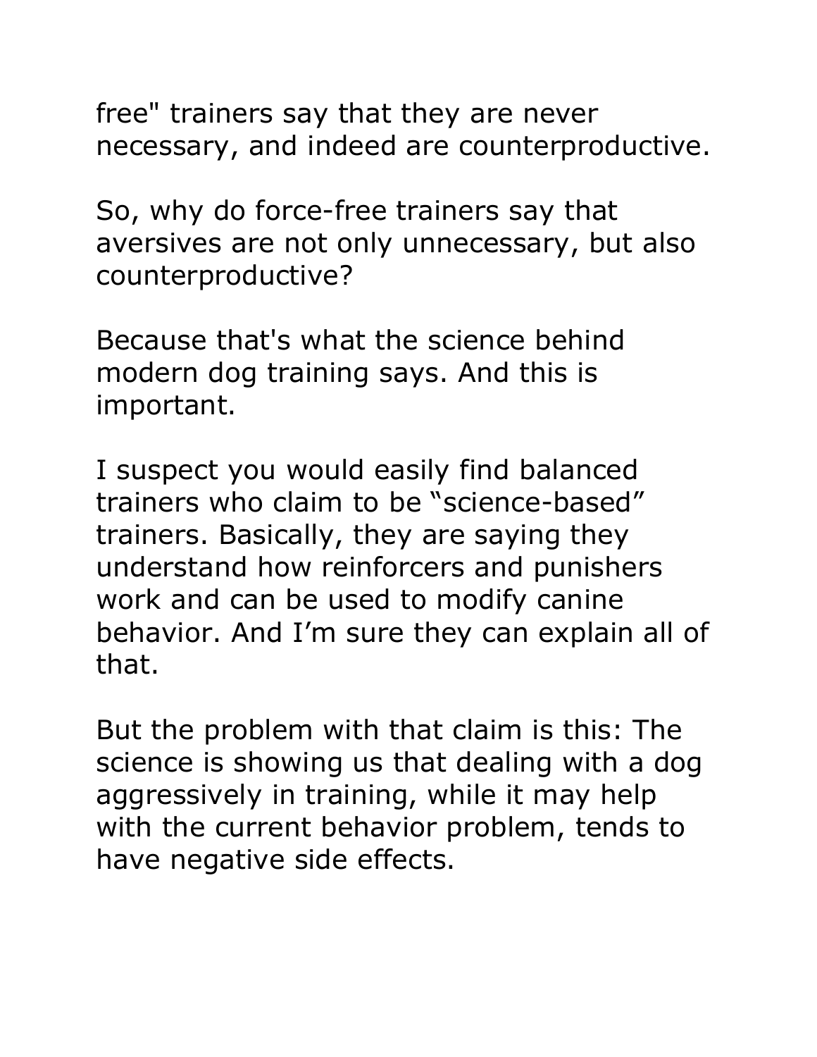free" trainers say that they are never necessary, and indeed are counterproductive.

So, why do force-free trainers say that aversives are not only unnecessary, but also counterproductive?

Because that's what the science behind modern dog training says. And this is important.

I suspect you would easily find balanced trainers who claim to be “science-based” trainers. Basically, they are saying they understand how reinforcers and punishers work and can be used to modify canine behavior. And I’m sure they can explain all of that.

But the problem with that claim is this: The science is showing us that dealing with a dog aggressively in training, while it may help with the current behavior problem, tends to have negative side effects.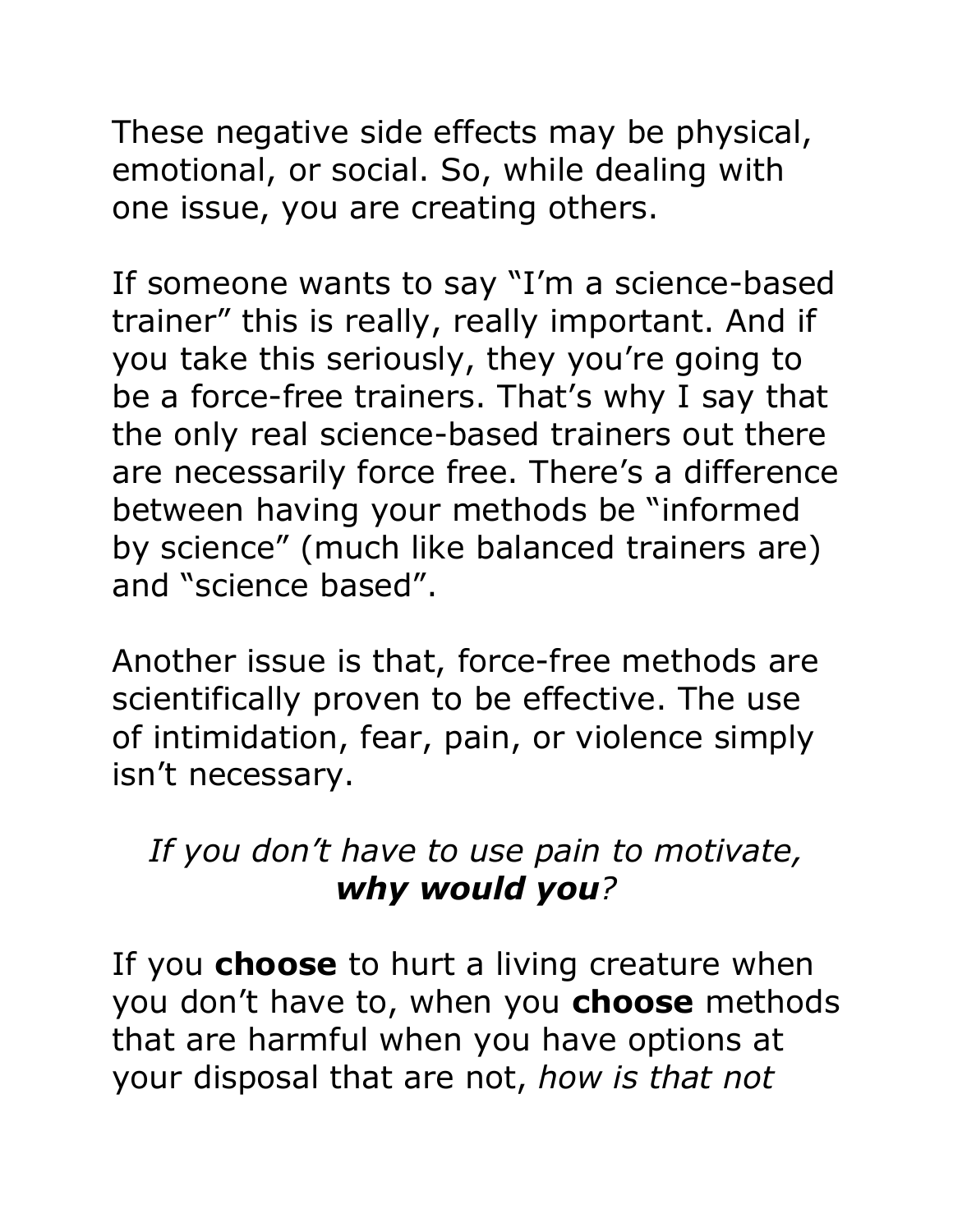These negative side effects may be physical, emotional, or social. So, while dealing with one issue, you are creating others.

If someone wants to say "I'm a science-based trainer" this is really, really important. And if you take this seriously, they you're going to be a force-free trainers. That's why I say that the only real science-based trainers out there are necessarily force free. There's a difference between having your methods be "informed by science" (much like balanced trainers are) and "science based".

Another issue is that, force-free methods are scientifically proven to be effective. The use of intimidation, fear, pain, or violence simply isn't necessary.

*If you don't have to use pain to motivate,* ***why would you****?*

If you **choose** to hurt a living creature when you don't have to, when you **choose** methods that are harmful when you have options at your disposal that are not, *how is that not*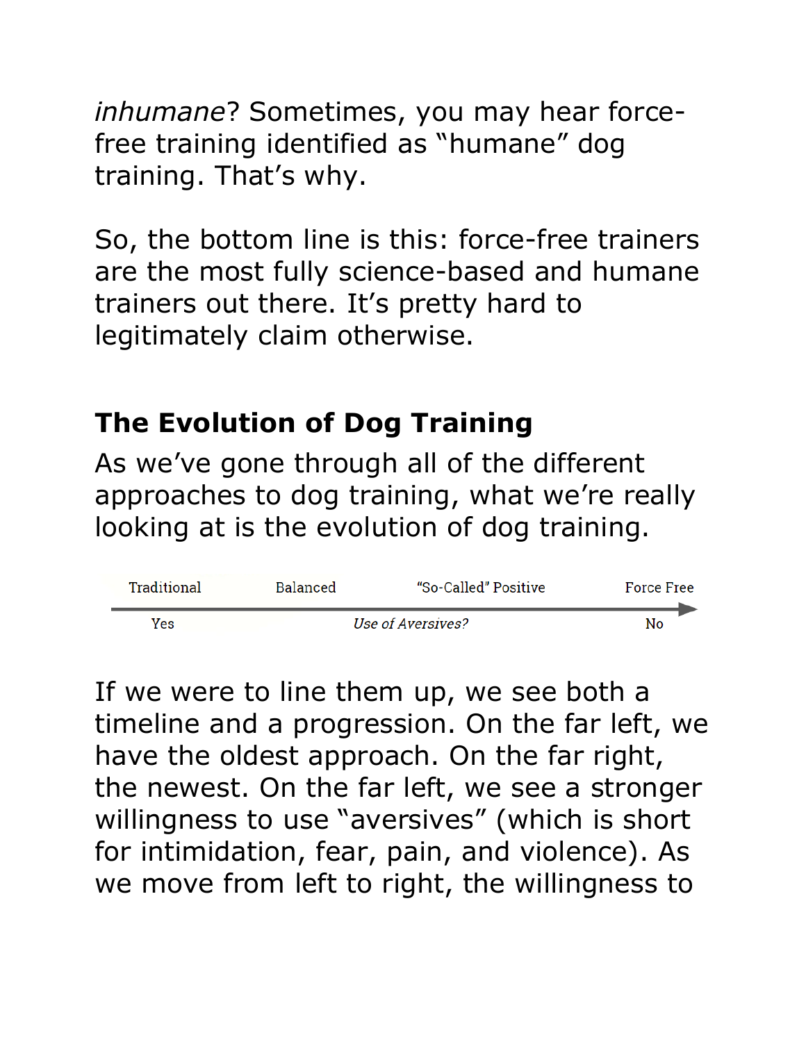*inhumane*? Sometimes, you may hear force-free training identified as "humane" dog training. That's why.

So, the bottom line is this: force-free trainers are the most fully science-based and humane trainers out there. It's pretty hard to legitimately claim otherwise.

## The Evolution of Dog Training

As we've gone through all of the different approaches to dog training, what we're really looking at is the evolution of dog training.

| Traditional | Balanced | "So-Called" Positive | Force Free |
|---|---|---|---|
| Yes | | *Use of Aversives?* | No |

If we were to line them up, we see both a timeline and a progression. On the far left, we have the oldest approach. On the far right, the newest. On the far left, we see a stronger willingness to use "aversives" (which is short for intimidation, fear, pain, and violence). As we move from left to right, the willingness to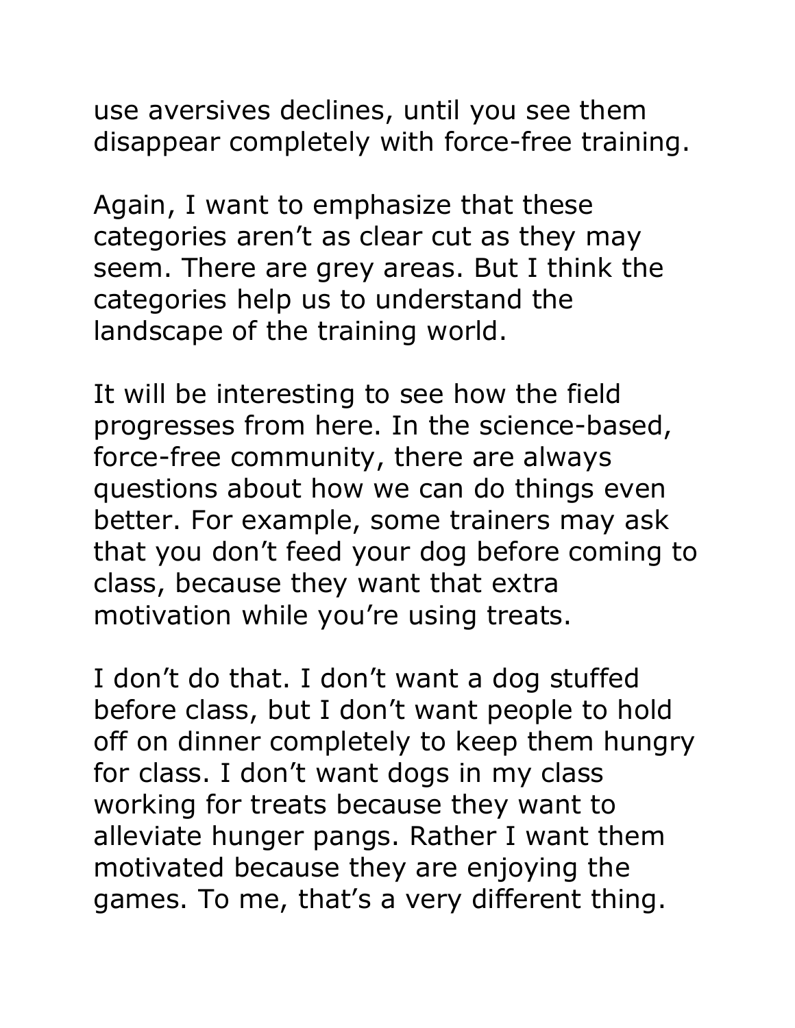use aversives declines, until you see them disappear completely with force-free training.

Again, I want to emphasize that these categories aren't as clear cut as they may seem. There are grey areas. But I think the categories help us to understand the landscape of the training world.

It will be interesting to see how the field progresses from here. In the science-based, force-free community, there are always questions about how we can do things even better. For example, some trainers may ask that you don't feed your dog before coming to class, because they want that extra motivation while you're using treats.

I don't do that. I don't want a dog stuffed before class, but I don't want people to hold off on dinner completely to keep them hungry for class. I don't want dogs in my class working for treats because they want to alleviate hunger pangs. Rather I want them motivated because they are enjoying the games. To me, that's a very different thing.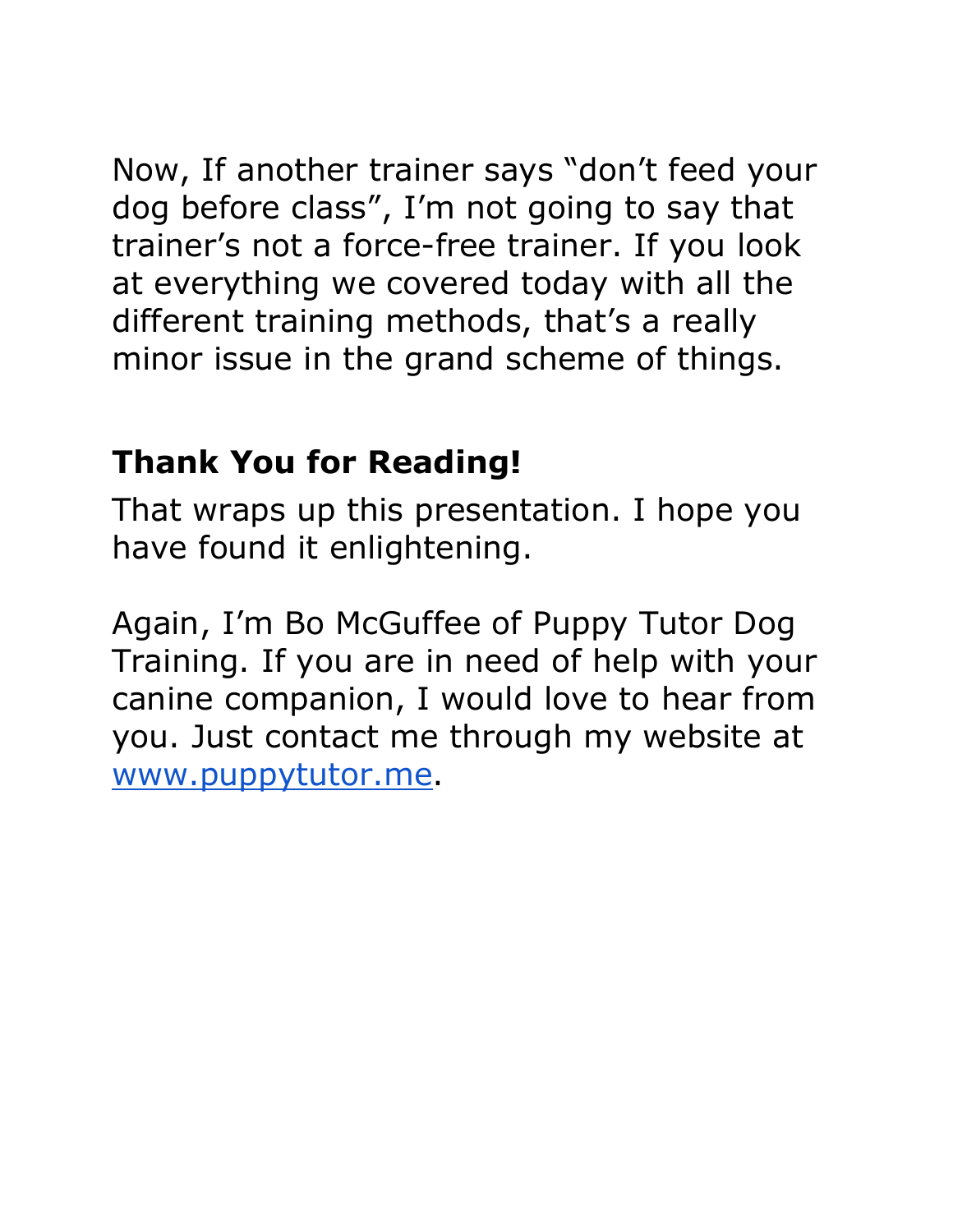Now, If another trainer says "don't feed your dog before class", I'm not going to say that trainer's not a force-free trainer. If you look at everything we covered today with all the different training methods, that's a really minor issue in the grand scheme of things.

## Thank You for Reading!

That wraps up this presentation. I hope you have found it enlightening.

Again, I'm Bo McGuffee of Puppy Tutor Dog Training. If you are in need of help with your canine companion, I would love to hear from you. Just contact me through my website at [www.puppytutor.me](http://www.puppytutor.me).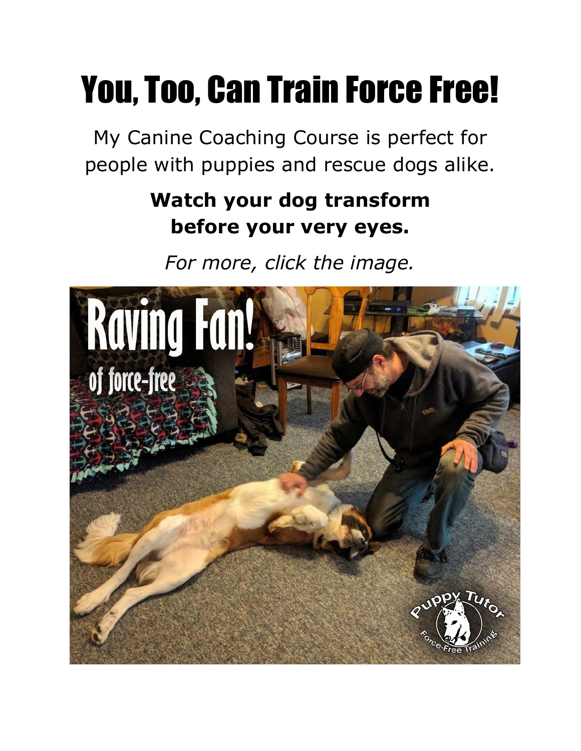# You, Too, Can Train Force Free!

My Canine Coaching Course is perfect for people with puppies and rescue dogs alike.

**Watch your dog transform before your very eyes.**

*For more, click the image.*